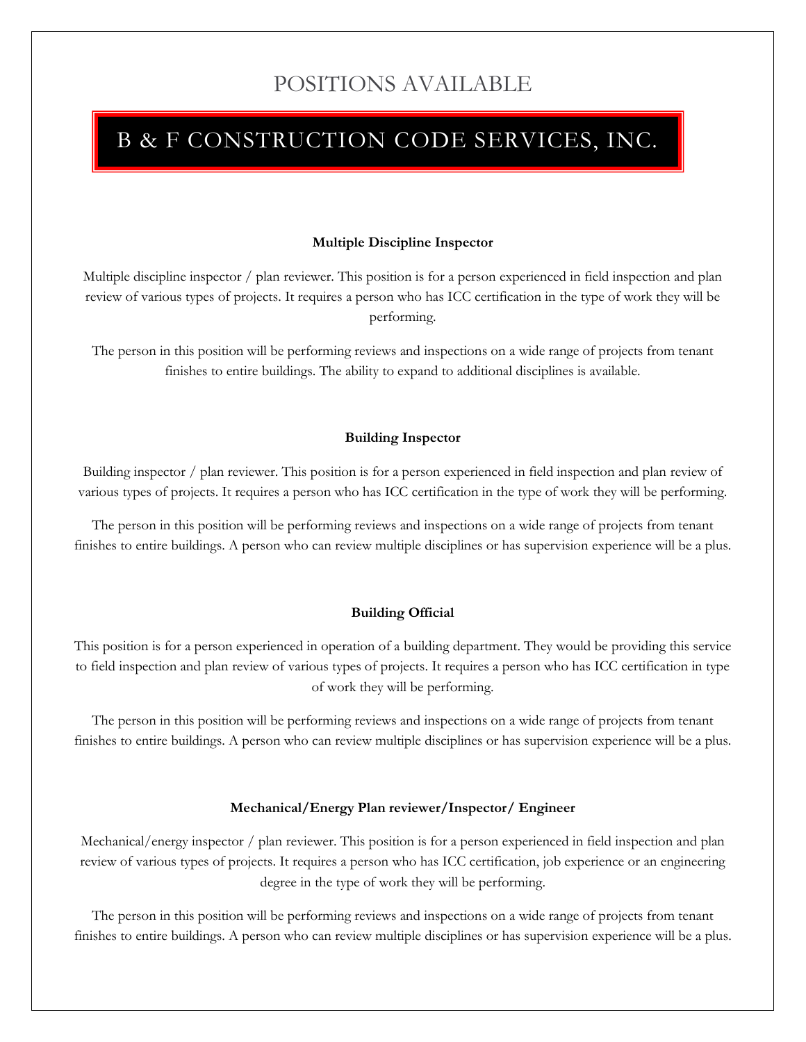# POSITIONS AVAILABLE

# B & F CONSTRUCTION CODE SERVICES, INC.

### Multiple Discipline Inspector

Multiple discipline inspector / plan reviewer. This position is for a person experienced in field inspection and plan review of various types of projects. It requires a person who has ICC certification in the type of work they will be performing.

The person in this position will be performing reviews and inspections on a wide range of projects from tenant finishes to entire buildings. The ability to expand to additional disciplines is available.

### Building Inspector

Building inspector / plan reviewer. This position is for a person experienced in field inspection and plan review of various types of projects. It requires a person who has ICC certification in the type of work they will be performing.

The person in this position will be performing reviews and inspections on a wide range of projects from tenant finishes to entire buildings. A person who can review multiple disciplines or has supervision experience will be a plus.

### Building Official

This position is for a person experienced in operation of a building department. They would be providing this service to field inspection and plan review of various types of projects. It requires a person who has ICC certification in type of work they will be performing.

The person in this position will be performing reviews and inspections on a wide range of projects from tenant finishes to entire buildings. A person who can review multiple disciplines or has supervision experience will be a plus.

### Mechanical/Energy Plan reviewer/Inspector/ Engineer

Mechanical/energy inspector / plan reviewer. This position is for a person experienced in field inspection and plan review of various types of projects. It requires a person who has ICC certification, job experience or an engineering degree in the type of work they will be performing.

The person in this position will be performing reviews and inspections on a wide range of projects from tenant finishes to entire buildings. A person who can review multiple disciplines or has supervision experience will be a plus.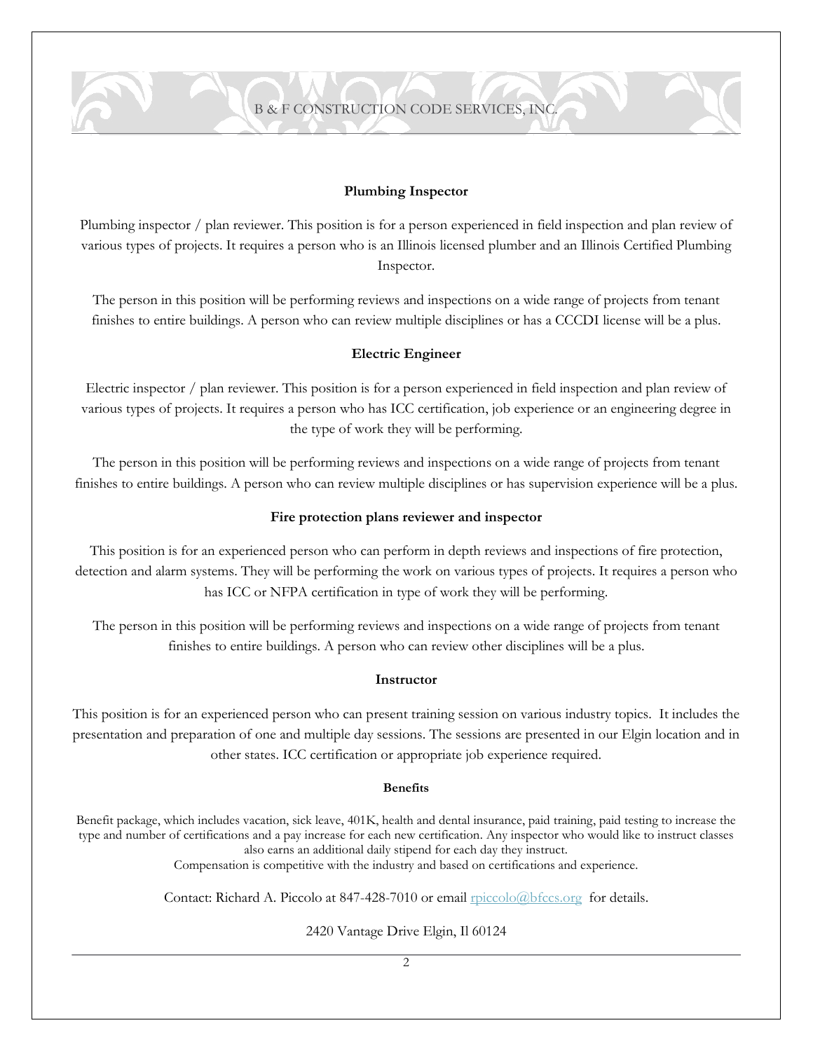### Plumbing Inspector

Plumbing inspector / plan reviewer. This position is for a person experienced in field inspection and plan review of various types of projects. It requires a person who is an Illinois licensed plumber and an Illinois Certified Plumbing Inspector.

The person in this position will be performing reviews and inspections on a wide range of projects from tenant finishes to entire buildings. A person who can review multiple disciplines or has a CCCDI license will be a plus.

### Electric Engineer

Electric inspector / plan reviewer. This position is for a person experienced in field inspection and plan review of various types of projects. It requires a person who has ICC certification, job experience or an engineering degree in the type of work they will be performing.

The person in this position will be performing reviews and inspections on a wide range of projects from tenant finishes to entire buildings. A person who can review multiple disciplines or has supervision experience will be a plus.

### Fire protection plans reviewer and inspector

This position is for an experienced person who can perform in depth reviews and inspections of fire protection, detection and alarm systems. They will be performing the work on various types of projects. It requires a person who has ICC or NFPA certification in type of work they will be performing.

The person in this position will be performing reviews and inspections on a wide range of projects from tenant finishes to entire buildings. A person who can review other disciplines will be a plus.

### Instructor

This position is for an experienced person who can present training session on various industry topics. It includes the presentation and preparation of one and multiple day sessions. The sessions are presented in our Elgin location and in other states. ICC certification or appropriate job experience required.

#### Benefits

Benefit package, which includes vacation, sick leave, 401K, health and dental insurance, paid training, paid testing to increase the type and number of certifications and a pay increase for each new certification. Any inspector who would like to instruct classes also earns an additional daily stipend for each day they instruct.
Compensation is competitive with the industry and based on certifications and experience.

Contact: Richard A. Piccolo at 847-428-7010 or email rpiccolo@bfccs.org for details.

2420 Vantage Drive Elgin, Il 60124